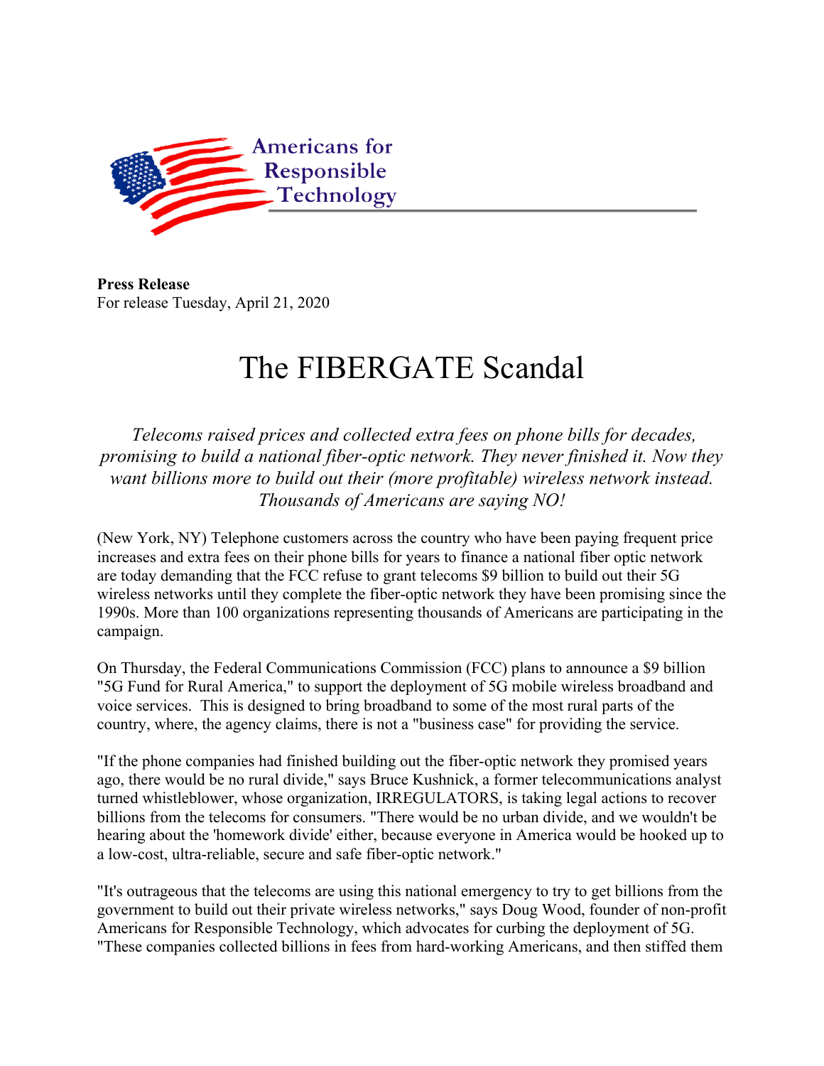Americans for Responsible Technology

**Press Release**
For release Tuesday, April 21, 2020

# The FIBERGATE Scandal

*Telecoms raised prices and collected extra fees on phone bills for decades, promising to build a national fiber-optic network. They never finished it. Now they want billions more to build out their (more profitable) wireless network instead. Thousands of Americans are saying NO!*

(New York, NY) Telephone customers across the country who have been paying frequent price increases and extra fees on their phone bills for years to finance a national fiber optic network are today demanding that the FCC refuse to grant telecoms $9 billion to build out their 5G wireless networks until they complete the fiber-optic network they have been promising since the 1990s. More than 100 organizations representing thousands of Americans are participating in the campaign.

On Thursday, the Federal Communications Commission (FCC) plans to announce a $9 billion "5G Fund for Rural America," to support the deployment of 5G mobile wireless broadband and voice services. This is designed to bring broadband to some of the most rural parts of the country, where, the agency claims, there is not a "business case" for providing the service.

"If the phone companies had finished building out the fiber-optic network they promised years ago, there would be no rural divide," says Bruce Kushnick, a former telecommunications analyst turned whistleblower, whose organization, IRREGULATORS, is taking legal actions to recover billions from the telecoms for consumers. "There would be no urban divide, and we wouldn't be hearing about the 'homework divide' either, because everyone in America would be hooked up to a low-cost, ultra-reliable, secure and safe fiber-optic network."

"It's outrageous that the telecoms are using this national emergency to try to get billions from the government to build out their private wireless networks," says Doug Wood, founder of non-profit Americans for Responsible Technology, which advocates for curbing the deployment of 5G. "These companies collected billions in fees from hard-working Americans, and then stiffed them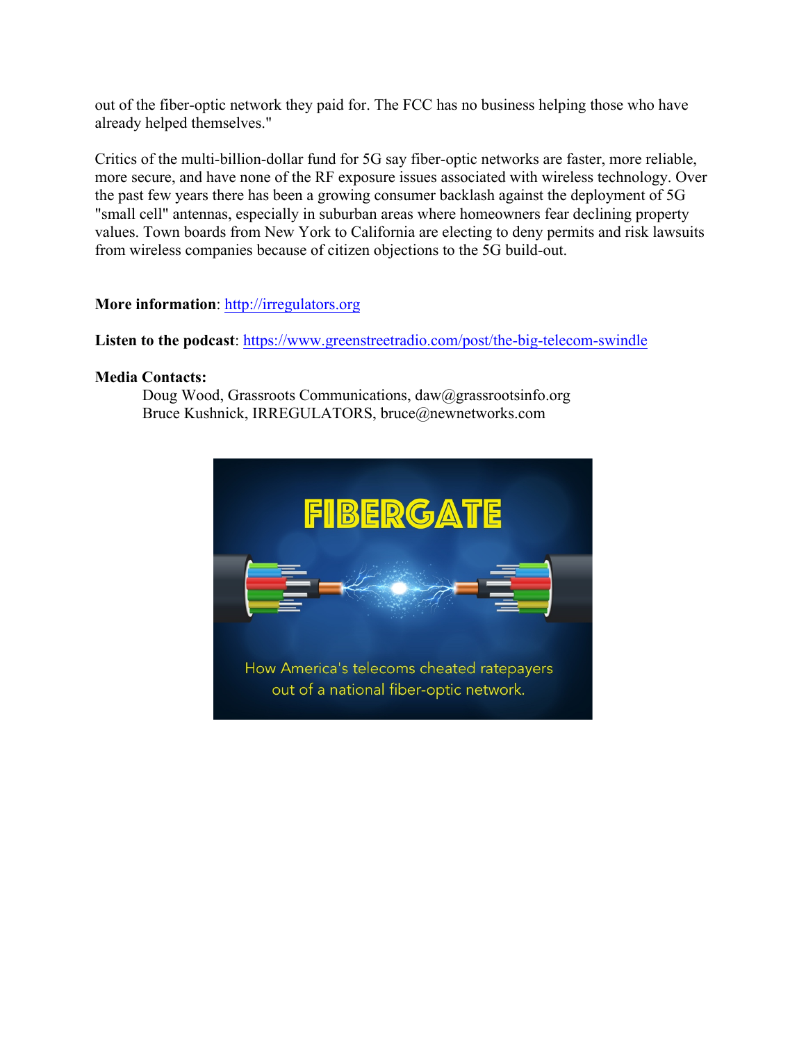out of the fiber-optic network they paid for. The FCC has no business helping those who have already helped themselves."

Critics of the multi-billion-dollar fund for 5G say fiber-optic networks are faster, more reliable, more secure, and have none of the RF exposure issues associated with wireless technology. Over the past few years there has been a growing consumer backlash against the deployment of 5G "small cell" antennas, especially in suburban areas where homeowners fear declining property values. Town boards from New York to California are electing to deny permits and risk lawsuits from wireless companies because of citizen objections to the 5G build-out.

**More information**: http://irregulators.org

**Listen to the podcast**: https://www.greenstreetradio.com/post/the-big-telecom-swindle

**Media Contacts:**

Doug Wood, Grassroots Communications, daw@grassrootsinfo.org
Bruce Kushnick, IRREGULATORS, bruce@newnetworks.com

FIBERGATE

How America's telecoms cheated ratepayers out of a national fiber-optic network.